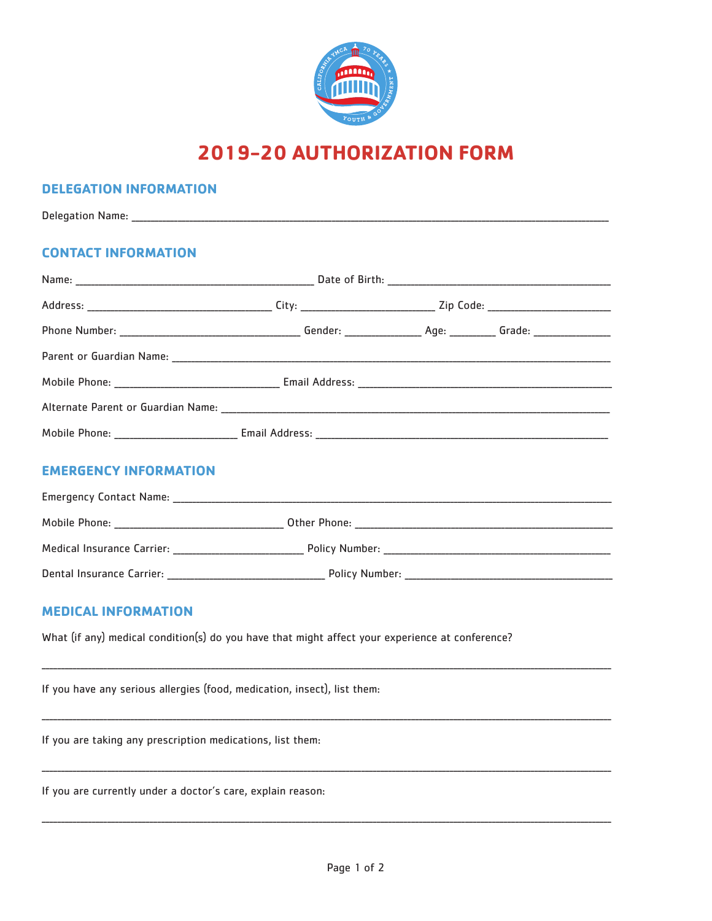# 2019-20 AUTHORIZATION FORM

## DELEGATION INFORMATION

Delegation Name: ______________________________________________

## CONTACT INFORMATION

Name: ______________________ Date of Birth: ______________________

Address: ____________________ City: ______________ Zip Code: ______________

Phone Number: ____________________ Gender: __________ Age: ______ Grade: __________

Parent or Guardian Name: ______________________________________________

Mobile Phone: ____________________ Email Address: ______________________

Alternate Parent or Guardian Name: ______________________________________________

Mobile Phone: ______________ Email Address: ______________________________

## EMERGENCY INFORMATION

Emergency Contact Name: ______________________________________________

Mobile Phone: ____________________ Other Phone: ______________________

Medical Insurance Carrier: ______________ Policy Number: ______________________

Dental Insurance Carrier: ____________________ Policy Number: ______________________

## MEDICAL INFORMATION

What (if any) medical condition(s) do you have that might affect your experience at conference?

______________________________________________

If you have any serious allergies (food, medication, insect), list them:

______________________________________________

If you are taking any prescription medications, list them:

______________________________________________

If you are currently under a doctor's care, explain reason:

______________________________________________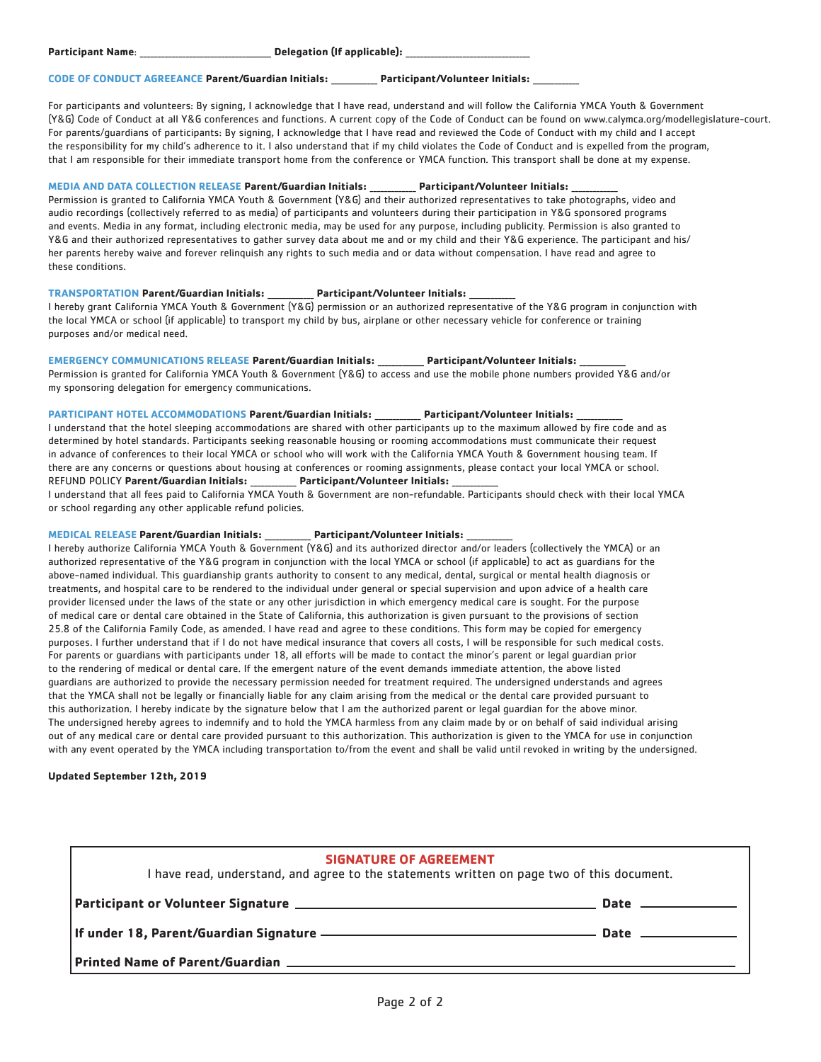**Participant Name**: ___________________________ **Delegation (If applicable):** ___________________________

**CODE OF CONDUCT AGREEANCE Parent/Guardian Initials: _________ Participant/Volunteer Initials: _________**

For participants and volunteers: By signing, I acknowledge that I have read, understand and will follow the California YMCA Youth & Government (Y&G) Code of Conduct at all Y&G conferences and functions. A current copy of the Code of Conduct can be found on www.calymca.org/modellegislature-court. For parents/guardians of participants: By signing, I acknowledge that I have read and reviewed the Code of Conduct with my child and I accept the responsibility for my child's adherence to it. I also understand that if my child violates the Code of Conduct and is expelled from the program, that I am responsible for their immediate transport home from the conference or YMCA function. This transport shall be done at my expense.

**MEDIA AND DATA COLLECTION RELEASE Parent/Guardian Initials: _________ Participant/Volunteer Initials: _________**

Permission is granted to California YMCA Youth & Government (Y&G) and their authorized representatives to take photographs, video and audio recordings (collectively referred to as media) of participants and volunteers during their participation in Y&G sponsored programs and events. Media in any format, including electronic media, may be used for any purpose, including publicity. Permission is also granted to Y&G and their authorized representatives to gather survey data about me and or my child and their Y&G experience. The participant and his/her parents hereby waive and forever relinquish any rights to such media and or data without compensation. I have read and agree to these conditions.

**TRANSPORTATION Parent/Guardian Initials: _________ Participant/Volunteer Initials: _________**

I hereby grant California YMCA Youth & Government (Y&G) permission or an authorized representative of the Y&G program in conjunction with the local YMCA or school (if applicable) to transport my child by bus, airplane or other necessary vehicle for conference or training purposes and/or medical need.

**EMERGENCY COMMUNICATIONS RELEASE Parent/Guardian Initials: _________ Participant/Volunteer Initials: _________**

Permission is granted for California YMCA Youth & Government (Y&G) to access and use the mobile phone numbers provided Y&G and/or my sponsoring delegation for emergency communications.

**PARTICIPANT HOTEL ACCOMMODATIONS Parent/Guardian Initials: _________ Participant/Volunteer Initials: _________**

I understand that the hotel sleeping accommodations are shared with other participants up to the maximum allowed by fire code and as determined by hotel standards. Participants seeking reasonable housing or rooming accommodations must communicate their request in advance of conferences to their local YMCA or school who will work with the California YMCA Youth & Government housing team. If there are any concerns or questions about housing at conferences or rooming assignments, please contact your local YMCA or school.

REFUND POLICY **Parent/Guardian Initials: _________ Participant/Volunteer Initials: _________**

I understand that all fees paid to California YMCA Youth & Government are non-refundable. Participants should check with their local YMCA or school regarding any other applicable refund policies.

**MEDICAL RELEASE Parent/Guardian Initials: _________ Participant/Volunteer Initials: _________**

I hereby authorize California YMCA Youth & Government (Y&G) and its authorized director and/or leaders (collectively the YMCA) or an authorized representative of the Y&G program in conjunction with the local YMCA or school (if applicable) to act as guardians for the above-named individual. This guardianship grants authority to consent to any medical, dental, surgical or mental health diagnosis or treatments, and hospital care to be rendered to the individual under general or special supervision and upon advice of a health care provider licensed under the laws of the state or any other jurisdiction in which emergency medical care is sought. For the purpose of medical care or dental care obtained in the State of California, this authorization is given pursuant to the provisions of section 25.8 of the California Family Code, as amended. I have read and agree to these conditions. This form may be copied for emergency purposes. I further understand that if I do not have medical insurance that covers all costs, I will be responsible for such medical costs. For parents or guardians with participants under 18, all efforts will be made to contact the minor's parent or legal guardian prior to the rendering of medical or dental care. If the emergent nature of the event demands immediate attention, the above listed guardians are authorized to provide the necessary permission needed for treatment required. The undersigned understands and agrees that the YMCA shall not be legally or financially liable for any claim arising from the medical or the dental care provided pursuant to this authorization. I hereby indicate by the signature below that I am the authorized parent or legal guardian for the above minor. The undersigned hereby agrees to indemnify and to hold the YMCA harmless from any claim made by or on behalf of said individual arising out of any medical care or dental care provided pursuant to this authorization. This authorization is given to the YMCA for use in conjunction with any event operated by the YMCA including transportation to/from the event and shall be valid until revoked in writing by the undersigned.

**Updated September 12th, 2019**

**SIGNATURE OF AGREEMENT**

I have read, understand, and agree to the statements written on page two of this document.

**Participant or Volunteer Signature** ______________________________ **Date** ____________

**If under 18, Parent/Guardian Signature** ______________________________ **Date** ____________

**Printed Name of Parent/Guardian** ______________________________